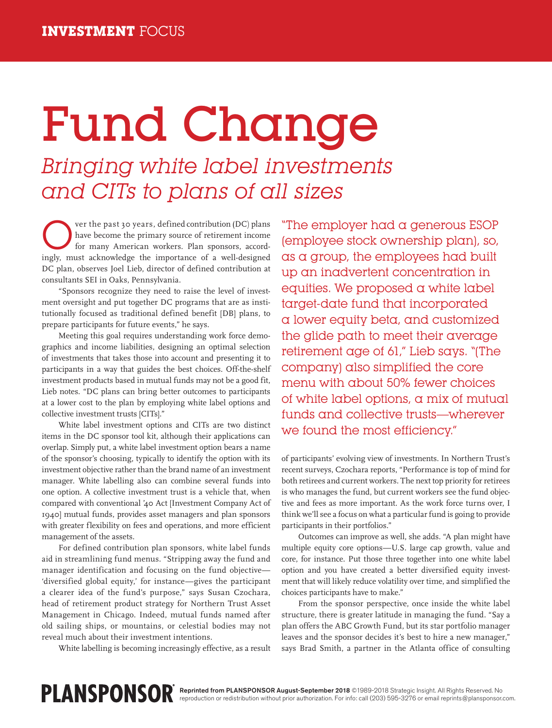# Fund Change

*Bringing white label investments and CITs to plans of all sizes*

Over the past 30 years, defined contribution (DC) plans have become the primary source of retirement income for many American workers. Plan sponsors, accordingly, must acknowledge the importance of a well-designed DC plan, observes Joel Lieb, director of defined contribution at consultants SEI in Oaks, Pennsylvania.

"Sponsors recognize they need to raise the level of investment oversight and put together DC programs that are as institutionally focused as traditional defined benefit [DB] plans, to prepare participants for future events," he says.

Meeting this goal requires understanding work force demographics and income liabilities, designing an optimal selection of investments that takes those into account and presenting it to participants in a way that guides the best choices. Off-the-shelf investment products based in mutual funds may not be a good fit, Lieb notes. "DC plans can bring better outcomes to participants at a lower cost to the plan by employing white label options and collective investment trusts [CITs]."

White label investment options and CITs are two distinct items in the DC sponsor tool kit, although their applications can overlap. Simply put, a white label investment option bears a name of the sponsor's choosing, typically to identify the option with its investment objective rather than the brand name of an investment manager. White labelling also can combine several funds into one option. A collective investment trust is a vehicle that, when compared with conventional '40 Act [Investment Company Act of 1940] mutual funds, provides asset managers and plan sponsors with greater flexibility on fees and operations, and more efficient management of the assets.

For defined contribution plan sponsors, white label funds aid in streamlining fund menus. "Stripping away the fund and manager identification and focusing on the fund objective—'diversified global equity,' for instance—gives the participant a clearer idea of the fund's purpose," says Susan Czochara, head of retirement product strategy for Northern Trust Asset Management in Chicago. Indeed, mutual funds named after old sailing ships, or mountains, or celestial bodies may not reveal much about their investment intentions.

White labelling is becoming increasingly effective, as a result of participants' evolving view of investments. In Northern Trust's recent surveys, Czochara reports, "Performance is top of mind for both retirees and current workers. The next top priority for retirees is who manages the fund, but current workers see the fund objective and fees as more important. As the work force turns over, I think we'll see a focus on what a particular fund is going to provide participants in their portfolios."

> "The employer had a generous ESOP (employee stock ownership plan), so, as a group, the employees had built up an inadvertent concentration in equities. We proposed a white label target-date fund that incorporated a lower equity beta, and customized the glide path to meet their average retirement age of 61," Lieb says. "(The company) also simplified the core menu with about 50% fewer choices of white label options, a mix of mutual funds and collective trusts—wherever we found the most efficiency."

Outcomes can improve as well, she adds. "A plan might have multiple equity core options—U.S. large cap growth, value and core, for instance. Put those three together into one white label option and you have created a better diversified equity investment that will likely reduce volatility over time, and simplified the choices participants have to make."

From the sponsor perspective, once inside the white label structure, there is greater latitude in managing the fund. "Say a plan offers the ABC Growth Fund, but its star portfolio manager leaves and the sponsor decides it's best to hire a new manager," says Brad Smith, a partner in the Atlanta office of consulting

**PLANSPONSOR** Reprinted from PLANSPONSOR August-September 2018 ©1989-2018 Strategic Insight. All Rights Reserved. No reproduction or redistribution without prior authorization. For info: call (203) 595-3276 or email reprints@plansponsor.com.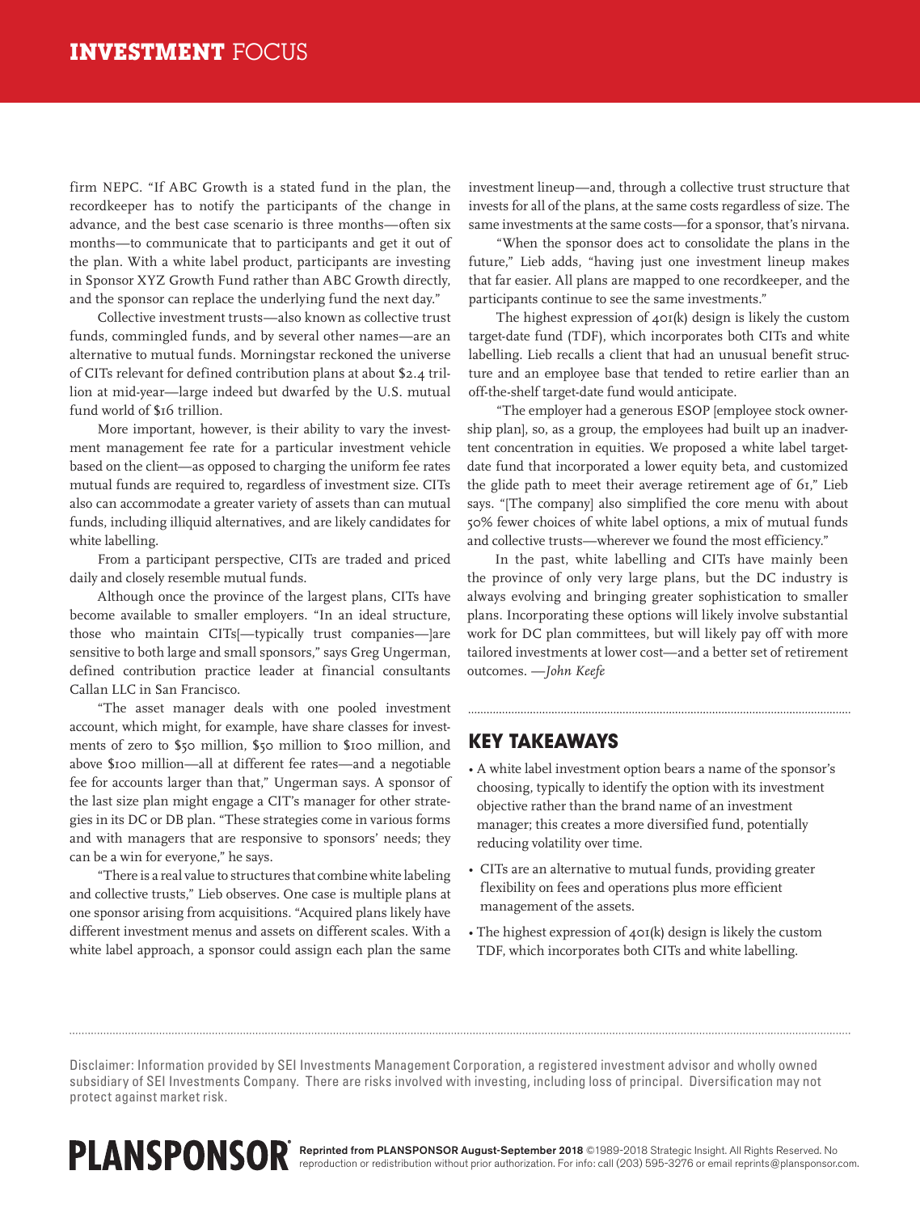firm NEPC. "If ABC Growth is a stated fund in the plan, the recordkeeper has to notify the participants of the change in advance, and the best case scenario is three months—often six months—to communicate that to participants and get it out of the plan. With a white label product, participants are investing in Sponsor XYZ Growth Fund rather than ABC Growth directly, and the sponsor can replace the underlying fund the next day."

Collective investment trusts—also known as collective trust funds, commingled funds, and by several other names—are an alternative to mutual funds. Morningstar reckoned the universe of CITs relevant for defined contribution plans at about $2.4 trillion at mid-year—large indeed but dwarfed by the U.S. mutual fund world of $16 trillion.

More important, however, is their ability to vary the investment management fee rate for a particular investment vehicle based on the client—as opposed to charging the uniform fee rates mutual funds are required to, regardless of investment size. CITs also can accommodate a greater variety of assets than can mutual funds, including illiquid alternatives, and are likely candidates for white labelling.

From a participant perspective, CITs are traded and priced daily and closely resemble mutual funds.

Although once the province of the largest plans, CITs have become available to smaller employers. "In an ideal structure, those who maintain CITs[—typically trust companies—]are sensitive to both large and small sponsors," says Greg Ungerman, defined contribution practice leader at financial consultants Callan LLC in San Francisco.

"The asset manager deals with one pooled investment account, which might, for example, have share classes for investments of zero to $50 million, $50 million to $100 million, and above $100 million—all at different fee rates—and a negotiable fee for accounts larger than that," Ungerman says. A sponsor of the last size plan might engage a CIT's manager for other strategies in its DC or DB plan. "These strategies come in various forms and with managers that are responsive to sponsors' needs; they can be a win for everyone," he says.

"There is a real value to structures that combine white labeling and collective trusts," Lieb observes. One case is multiple plans at one sponsor arising from acquisitions. "Acquired plans likely have different investment menus and assets on different scales. With a white label approach, a sponsor could assign each plan the same investment lineup—and, through a collective trust structure that invests for all of the plans, at the same costs regardless of size. The same investments at the same costs—for a sponsor, that's nirvana.

"When the sponsor does act to consolidate the plans in the future," Lieb adds, "having just one investment lineup makes that far easier. All plans are mapped to one recordkeeper, and the participants continue to see the same investments."

The highest expression of 401(k) design is likely the custom target-date fund (TDF), which incorporates both CITs and white labelling. Lieb recalls a client that had an unusual benefit structure and an employee base that tended to retire earlier than an off-the-shelf target-date fund would anticipate.

"The employer had a generous ESOP [employee stock ownership plan], so, as a group, the employees had built up an inadvertent concentration in equities. We proposed a white label target-date fund that incorporated a lower equity beta, and customized the glide path to meet their average retirement age of 61," Lieb says. "[The company] also simplified the core menu with about 50% fewer choices of white label options, a mix of mutual funds and collective trusts—wherever we found the most efficiency."

In the past, white labelling and CITs have mainly been the province of only very large plans, but the DC industry is always evolving and bringing greater sophistication to smaller plans. Incorporating these options will likely involve substantial work for DC plan committees, but will likely pay off with more tailored investments at lower cost—and a better set of retirement outcomes. *—John Keefe*

## KEY TAKEAWAYS

- A white label investment option bears a name of the sponsor's choosing, typically to identify the option with its investment objective rather than the brand name of an investment manager; this creates a more diversified fund, potentially reducing volatility over time.
- CITs are an alternative to mutual funds, providing greater flexibility on fees and operations plus more efficient management of the assets.
- The highest expression of 401(k) design is likely the custom TDF, which incorporates both CITs and white labelling.

Disclaimer: Information provided by SEI Investments Management Corporation, a registered investment advisor and wholly owned subsidiary of SEI Investments Company. There are risks involved with investing, including loss of principal. Diversification may not protect against market risk.

**PLANSPONSOR** **Reprinted from PLANSPONSOR August-September 2018** ©1989-2018 Strategic Insight. All Rights Reserved. No reproduction or redistribution without prior authorization. For info: call (203) 595-3276 or email reprints@plansponsor.com.